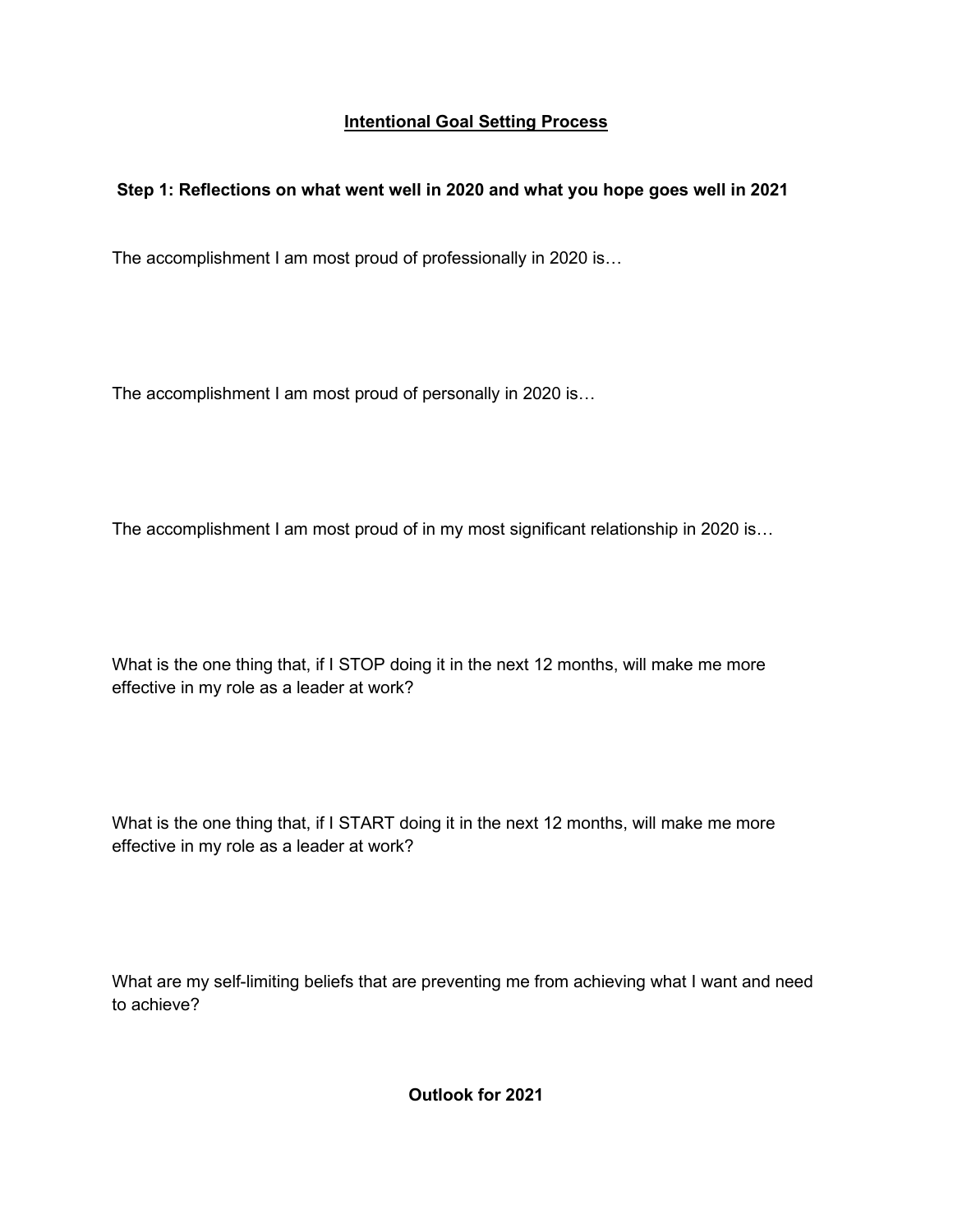# Intentional Goal Setting Process

## Step 1: Reflections on what went well in 2020 and what you hope goes well in 2021

The accomplishment I am most proud of professionally in 2020 is…

The accomplishment I am most proud of personally in 2020 is…

The accomplishment I am most proud of in my most significant relationship in 2020 is…

What is the one thing that, if I STOP doing it in the next 12 months, will make me more effective in my role as a leader at work?

What is the one thing that, if I START doing it in the next 12 months, will make me more effective in my role as a leader at work?

What are my self-limiting beliefs that are preventing me from achieving what I want and need to achieve?

## Outlook for 2021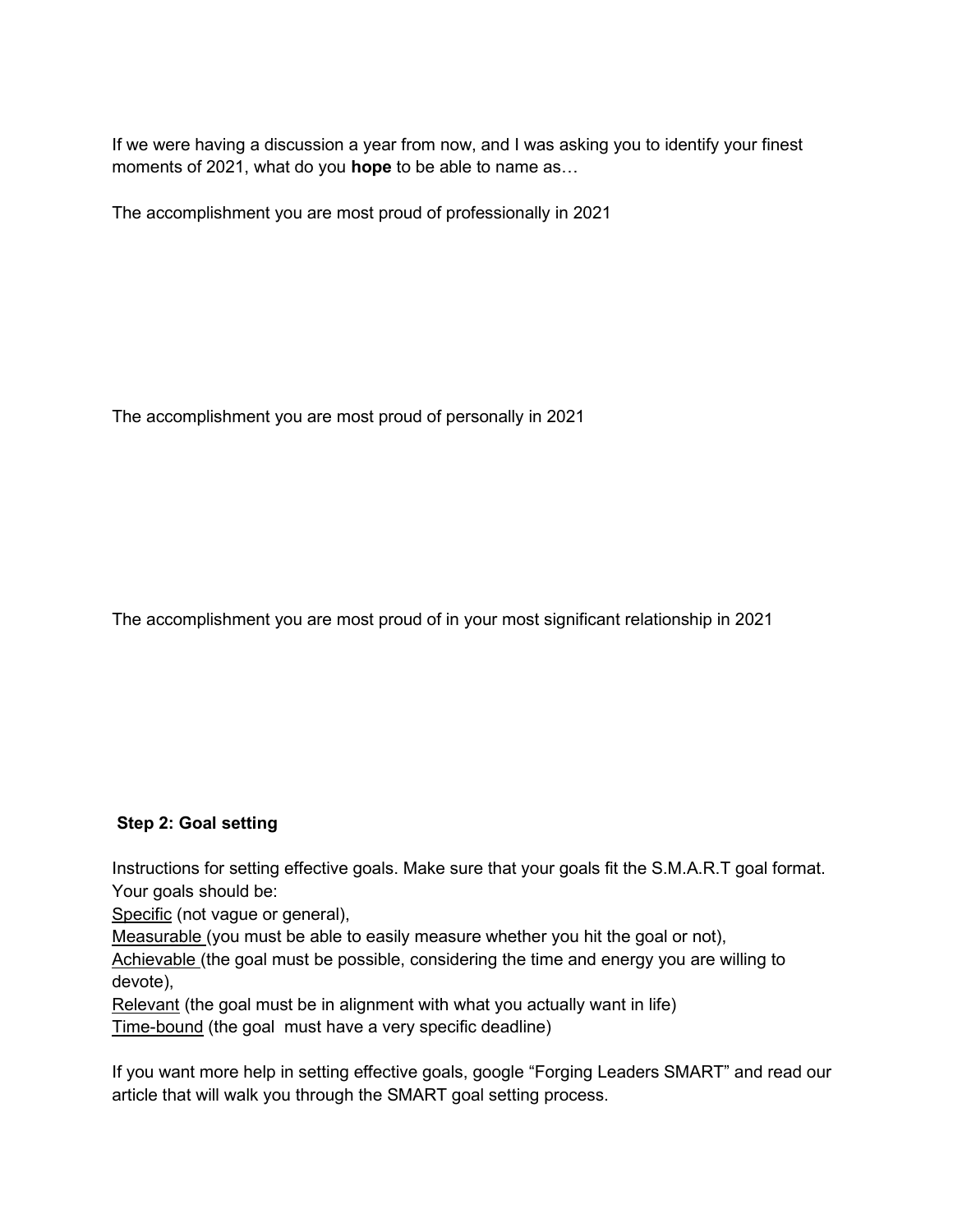If we were having a discussion a year from now, and I was asking you to identify your finest moments of 2021, what do you **hope** to be able to name as…

The accomplishment you are most proud of professionally in 2021

The accomplishment you are most proud of personally in 2021

The accomplishment you are most proud of in your most significant relationship in 2021

**Step 2: Goal setting**

Instructions for setting effective goals. Make sure that your goals fit the S.M.A.R.T goal format. Your goals should be:
Specific (not vague or general),
Measurable (you must be able to easily measure whether you hit the goal or not),
Achievable (the goal must be possible, considering the time and energy you are willing to devote),
Relevant (the goal must be in alignment with what you actually want in life)
Time-bound (the goal must have a very specific deadline)

If you want more help in setting effective goals, google "Forging Leaders SMART" and read our article that will walk you through the SMART goal setting process.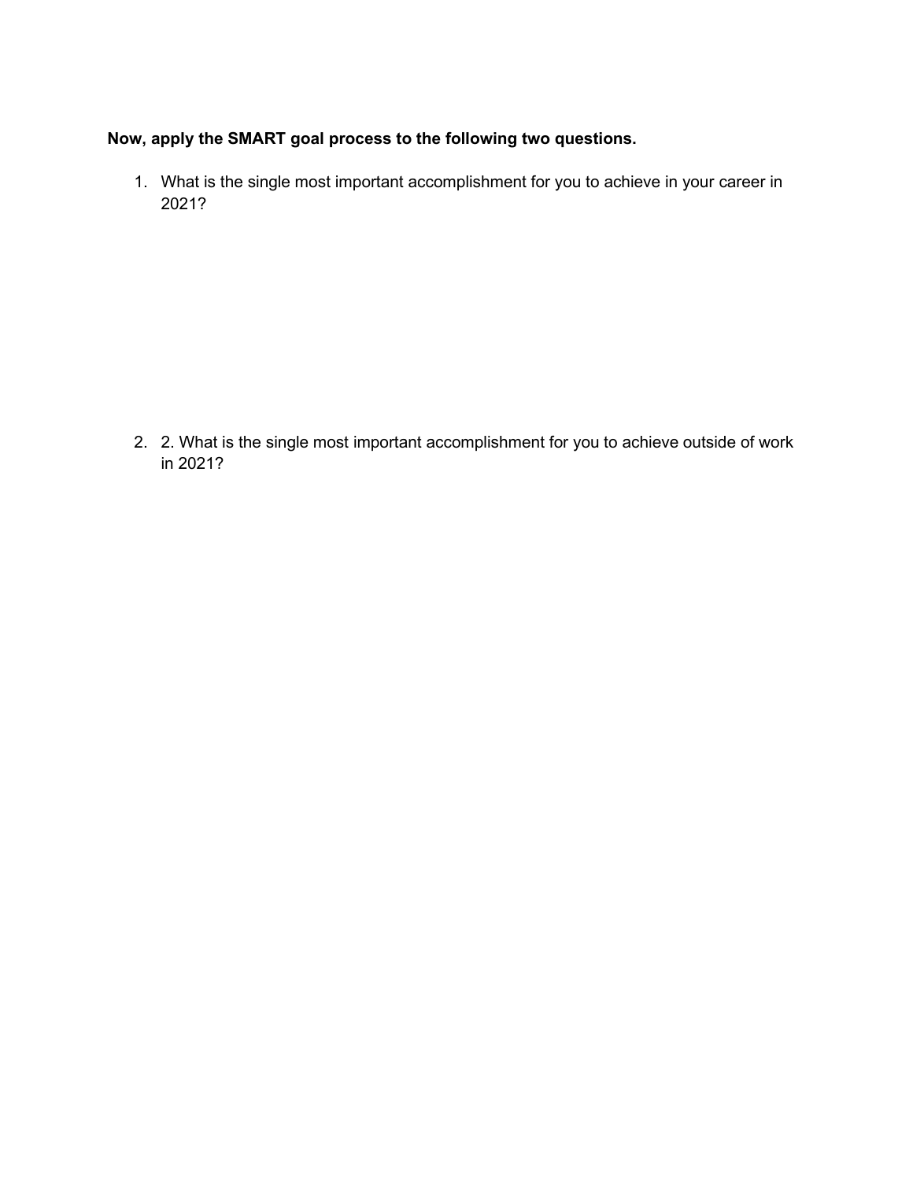**Now, apply the SMART goal process to the following two questions.**

1. What is the single most important accomplishment for you to achieve in your career in 2021?

2. 2. What is the single most important accomplishment for you to achieve outside of work in 2021?